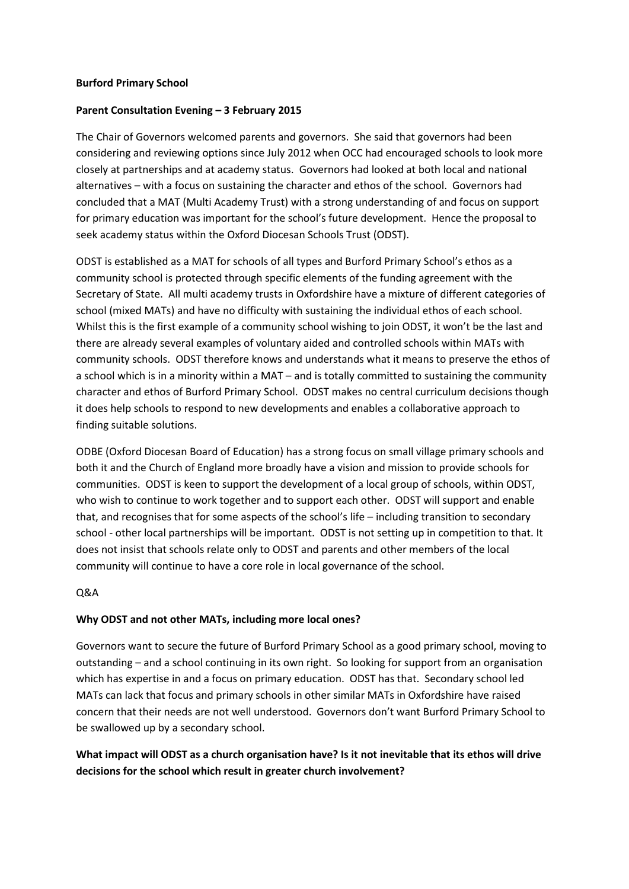**Burford Primary School**

**Parent Consultation Evening – 3 February 2015**

The Chair of Governors welcomed parents and governors. She said that governors had been considering and reviewing options since July 2012 when OCC had encouraged schools to look more closely at partnerships and at academy status. Governors had looked at both local and national alternatives – with a focus on sustaining the character and ethos of the school. Governors had concluded that a MAT (Multi Academy Trust) with a strong understanding of and focus on support for primary education was important for the school's future development. Hence the proposal to seek academy status within the Oxford Diocesan Schools Trust (ODST).

ODST is established as a MAT for schools of all types and Burford Primary School's ethos as a community school is protected through specific elements of the funding agreement with the Secretary of State. All multi academy trusts in Oxfordshire have a mixture of different categories of school (mixed MATs) and have no difficulty with sustaining the individual ethos of each school. Whilst this is the first example of a community school wishing to join ODST, it won't be the last and there are already several examples of voluntary aided and controlled schools within MATs with community schools. ODST therefore knows and understands what it means to preserve the ethos of a school which is in a minority within a MAT – and is totally committed to sustaining the community character and ethos of Burford Primary School. ODST makes no central curriculum decisions though it does help schools to respond to new developments and enables a collaborative approach to finding suitable solutions.

ODBE (Oxford Diocesan Board of Education) has a strong focus on small village primary schools and both it and the Church of England more broadly have a vision and mission to provide schools for communities. ODST is keen to support the development of a local group of schools, within ODST, who wish to continue to work together and to support each other. ODST will support and enable that, and recognises that for some aspects of the school's life – including transition to secondary school - other local partnerships will be important. ODST is not setting up in competition to that. It does not insist that schools relate only to ODST and parents and other members of the local community will continue to have a core role in local governance of the school.

Q&A

**Why ODST and not other MATs, including more local ones?**

Governors want to secure the future of Burford Primary School as a good primary school, moving to outstanding – and a school continuing in its own right. So looking for support from an organisation which has expertise in and a focus on primary education. ODST has that. Secondary school led MATs can lack that focus and primary schools in other similar MATs in Oxfordshire have raised concern that their needs are not well understood. Governors don't want Burford Primary School to be swallowed up by a secondary school.

**What impact will ODST as a church organisation have? Is it not inevitable that its ethos will drive decisions for the school which result in greater church involvement?**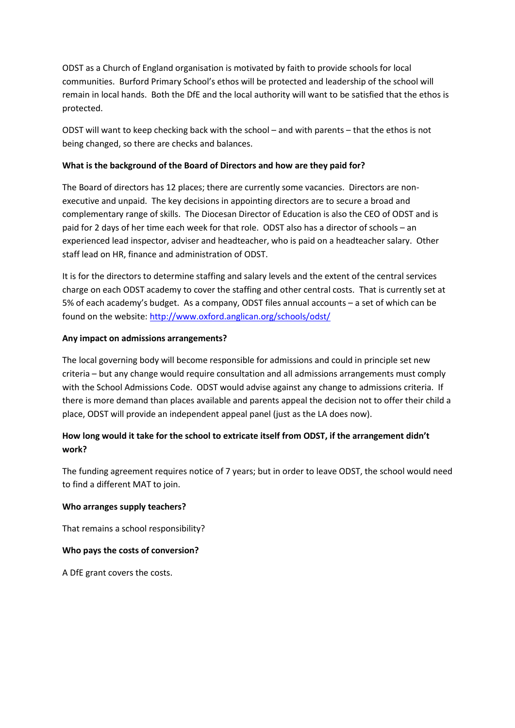ODST as a Church of England organisation is motivated by faith to provide schools for local communities. Burford Primary School's ethos will be protected and leadership of the school will remain in local hands. Both the DfE and the local authority will want to be satisfied that the ethos is protected.

ODST will want to keep checking back with the school – and with parents – that the ethos is not being changed, so there are checks and balances.

**What is the background of the Board of Directors and how are they paid for?**

The Board of directors has 12 places; there are currently some vacancies. Directors are non-executive and unpaid. The key decisions in appointing directors are to secure a broad and complementary range of skills. The Diocesan Director of Education is also the CEO of ODST and is paid for 2 days of her time each week for that role. ODST also has a director of schools – an experienced lead inspector, adviser and headteacher, who is paid on a headteacher salary. Other staff lead on HR, finance and administration of ODST.

It is for the directors to determine staffing and salary levels and the extent of the central services charge on each ODST academy to cover the staffing and other central costs. That is currently set at 5% of each academy's budget. As a company, ODST files annual accounts – a set of which can be found on the website: http://www.oxford.anglican.org/schools/odst/

**Any impact on admissions arrangements?**

The local governing body will become responsible for admissions and could in principle set new criteria – but any change would require consultation and all admissions arrangements must comply with the School Admissions Code. ODST would advise against any change to admissions criteria. If there is more demand than places available and parents appeal the decision not to offer their child a place, ODST will provide an independent appeal panel (just as the LA does now).

**How long would it take for the school to extricate itself from ODST, if the arrangement didn't work?**

The funding agreement requires notice of 7 years; but in order to leave ODST, the school would need to find a different MAT to join.

**Who arranges supply teachers?**

That remains a school responsibility?

**Who pays the costs of conversion?**

A DfE grant covers the costs.